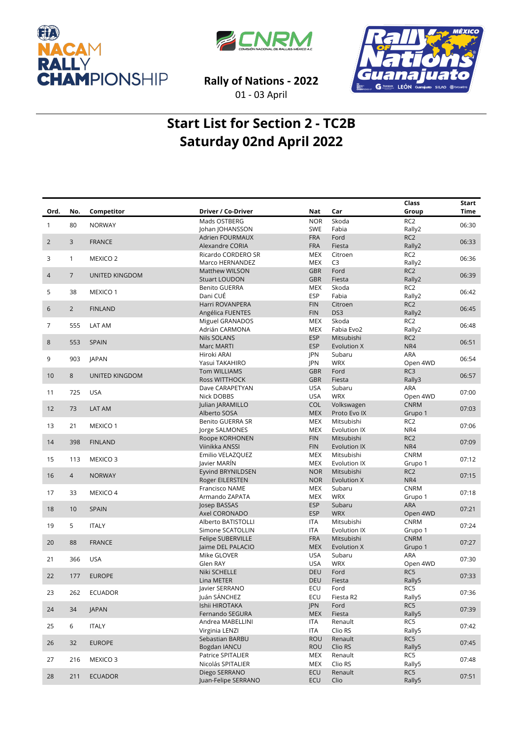Rally of Nations - 2022

01 - 03 April

# Start List for Section 2 - TC2B
# Saturday 02nd April 2022

| Ord. | No. | Competitor | Driver / Co-Driver | Nat | Car | Class Group | Start Time |
|---|---|---|---|---|---|---|---|
| 1 | 80 | NORWAY | Mads OSTBERG<br>Johan JOHANSSON | NOR<br>SWE | Skoda<br>Fabia | RC2<br>Rally2 | 06:30 |
| 2 | 3 | FRANCE | Adrien FOURMAUX<br>Alexandre CORIA | FRA<br>FRA | Ford<br>Fiesta | RC2<br>Rally2 | 06:33 |
| 3 | 1 | MEXICO 2 | Ricardo CORDERO SR<br>Marco HERNANDEZ | MEX<br>MEX | Citroen<br>C3 | RC2<br>Rally2 | 06:36 |
| 4 | 7 | UNITED KINGDOM | Matthew WILSON<br>Stuart LOUDON | GBR<br>GBR | Ford<br>Fiesta | RC2<br>Rally2 | 06:39 |
| 5 | 38 | MEXICO 1 | Benito GUERRA<br>Dani CUÉ | MEX<br>ESP | Skoda<br>Fabia | RC2<br>Rally2 | 06:42 |
| 6 | 2 | FINLAND | Harri ROVANPERA<br>Angélica FUENTES | FIN<br>FIN | Citroen<br>DS3 | RC2<br>Rally2 | 06:45 |
| 7 | 555 | LAT AM | Miguel GRANADOS<br>Adrián CARMONA | MEX<br>MEX | Skoda<br>Fabia Evo2 | RC2<br>Rally2 | 06:48 |
| 8 | 553 | SPAIN | Nils SOLANS<br>Marc MARTI | ESP<br>ESP | Mitsubishi<br>Evolution X | RC2<br>NR4 | 06:51 |
| 9 | 903 | JAPAN | Hiroki ARAI<br>Yasui TAKAHIRO | JPN<br>JPN | Subaru<br>WRX | ARA<br>Open 4WD | 06:54 |
| 10 | 8 | UNITED KINGDOM | Tom WILLIAMS<br>Ross WITTHOCK | GBR<br>GBR | Ford<br>Fiesta | RC3<br>Rally3 | 06:57 |
| 11 | 725 | USA | Dave CARAPETYAN<br>Nick DOBBS | USA<br>USA | Subaru<br>WRX | ARA<br>Open 4WD | 07:00 |
| 12 | 73 | LAT AM | Julian JARAMILLO<br>Alberto SOSA | COL<br>MEX | Volkswagen<br>Proto Evo IX | CNRM<br>Grupo 1 | 07:03 |
| 13 | 21 | MEXICO 1 | Benito GUERRA SR<br>Jorge SALMONES | MEX<br>MEX | Mitsubishi<br>Evolution IX | RC2<br>NR4 | 07:06 |
| 14 | 398 | FINLAND | Roope KORHONEN<br>Viinikka ANSSI | FIN<br>FIN | Mitsubishi<br>Evolution IX | RC2<br>NR4 | 07:09 |
| 15 | 113 | MEXICO 3 | Emilio VELAZQUEZ<br>Javier MARÍN | MEX<br>MEX | Mitsubishi<br>Evolution IX | CNRM<br>Grupo 1 | 07:12 |
| 16 | 4 | NORWAY | Eyvind BRYNILDSEN<br>Roger EILERSTEN | NOR<br>NOR | Mitsubishi<br>Evolution X | RC2<br>NR4 | 07:15 |
| 17 | 33 | MEXICO 4 | Francisco NAME<br>Armando ZAPATA | MEX<br>MEX | Subaru<br>WRX | CNRM<br>Grupo 1 | 07:18 |
| 18 | 10 | SPAIN | Josep BASSAS<br>Axel CORONADO | ESP<br>ESP | Subaru<br>WRX | ARA<br>Open 4WD | 07:21 |
| 19 | 5 | ITALY | Alberto BATISTOLLI<br>Simone SCATOLLIN | ITA<br>ITA | Mitsubishi<br>Evolution IX | CNRM<br>Grupo 1 | 07:24 |
| 20 | 88 | FRANCE | Felipe SUBERVILLE<br>Jaime DEL PALACIO | FRA<br>MEX | Mitsubishi<br>Evolution X | CNRM<br>Grupo 1 | 07:27 |
| 21 | 366 | USA | Mike GLOVER<br>Glen RAY | USA<br>USA | Subaru<br>WRX | ARA<br>Open 4WD | 07:30 |
| 22 | 177 | EUROPE | Niki SCHELLE<br>Lina METER | DEU<br>DEU | Ford<br>Fiesta | RC5<br>Rally5 | 07:33 |
| 23 | 262 | ECUADOR | Javier SERRANO<br>Juán SÁNCHEZ | ECU<br>ECU | Ford<br>Fiesta R2 | RC5<br>Rally5 | 07:36 |
| 24 | 34 | JAPAN | Ishii HIROTAKA<br>Fernando SEGURA | JPN<br>MEX | Ford<br>Fiesta | RC5<br>Rally5 | 07:39 |
| 25 | 6 | ITALY | Andrea MABELLINI<br>Virginia LENZI | ITA<br>ITA | Renault<br>Clio RS | RC5<br>Rally5 | 07:42 |
| 26 | 32 | EUROPE | Sebastian BARBU<br>Bogdan IANCU | ROU<br>ROU | Renault<br>Clio RS | RC5<br>Rally5 | 07:45 |
| 27 | 216 | MEXICO 3 | Patrice SPITALIER<br>Nicolás SPITALIER | MEX<br>MEX | Renault<br>Clio RS | RC5<br>Rally5 | 07:48 |
| 28 | 211 | ECUADOR | Diego SERRANO<br>Juan-Felipe SERRANO | ECU<br>ECU | Renault<br>Clio | RC5<br>Rally5 | 07:51 |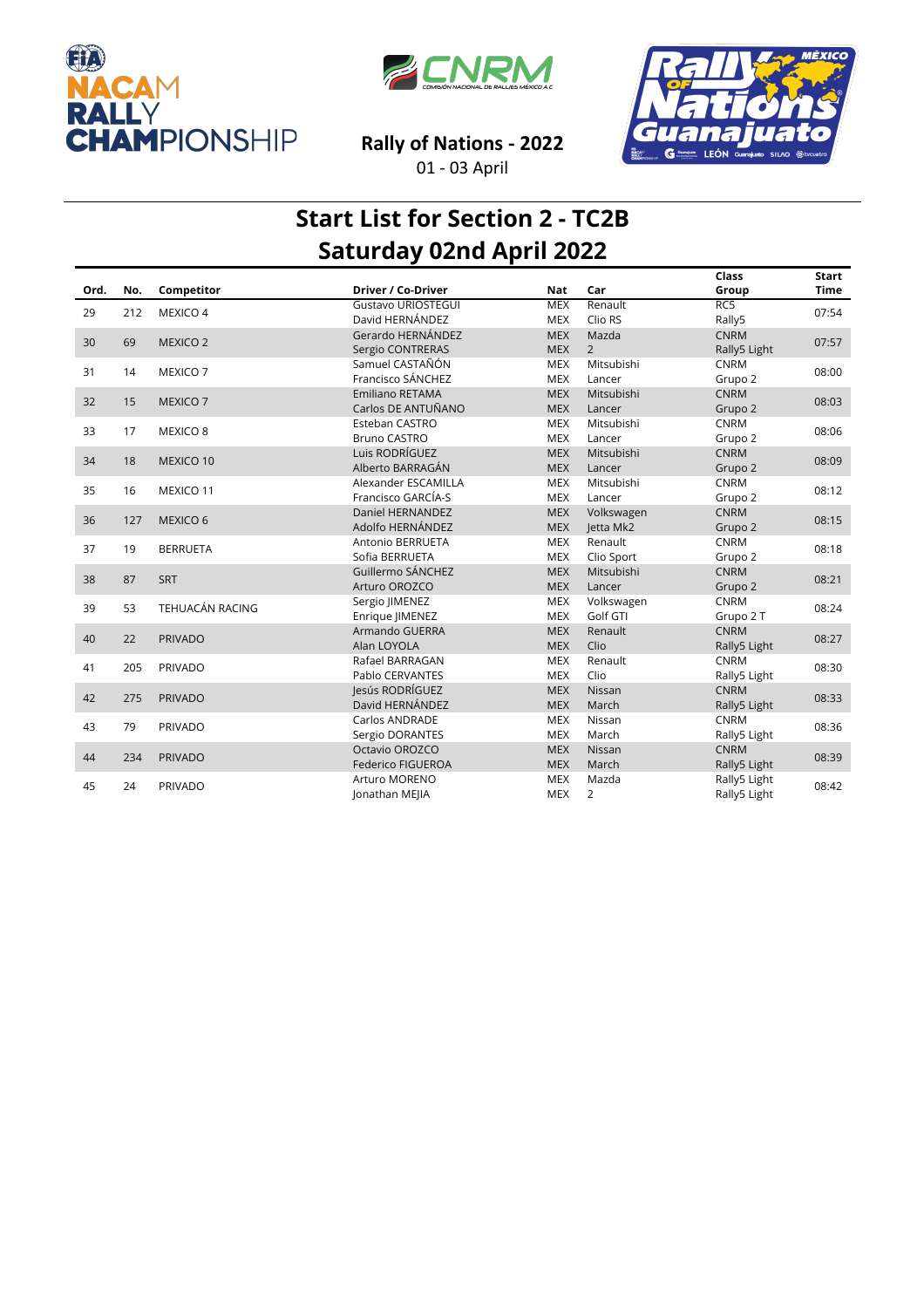NACAM RALLY CHAMPIONSHIP

**Rally of Nations - 2022**
01 - 03 April

# Start List for Section 2 - TC2B
# Saturday 02nd April 2022

| Ord. | No. | Competitor | Driver / Co-Driver | Nat | Car | Class Group | Start Time |
|---|---|---|---|---|---|---|---|
| 29 | 212 | MEXICO 4 | Gustavo URIOSTEGUI<br>David HERNÁNDEZ | MEX<br>MEX | Renault<br>Clio RS | RC5<br>Rally5 | 07:54 |
| 30 | 69 | MEXICO 2 | Gerardo HERNÁNDEZ<br>Sergio CONTRERAS | MEX<br>MEX | Mazda<br>2 | CNRM<br>Rally5 Light | 07:57 |
| 31 | 14 | MEXICO 7 | Samuel CASTAÑÓN<br>Francisco SÁNCHEZ | MEX<br>MEX | Mitsubishi<br>Lancer | CNRM<br>Grupo 2 | 08:00 |
| 32 | 15 | MEXICO 7 | Emiliano RETAMA<br>Carlos DE ANTUÑANO | MEX<br>MEX | Mitsubishi<br>Lancer | CNRM<br>Grupo 2 | 08:03 |
| 33 | 17 | MEXICO 8 | Esteban CASTRO<br>Bruno CASTRO | MEX<br>MEX | Mitsubishi<br>Lancer | CNRM<br>Grupo 2 | 08:06 |
| 34 | 18 | MEXICO 10 | Luis RODRÍGUEZ<br>Alberto BARRAGÁN | MEX<br>MEX | Mitsubishi<br>Lancer | CNRM<br>Grupo 2 | 08:09 |
| 35 | 16 | MEXICO 11 | Alexander ESCAMILLA<br>Francisco GARCÍA-S | MEX<br>MEX | Mitsubishi<br>Lancer | CNRM<br>Grupo 2 | 08:12 |
| 36 | 127 | MEXICO 6 | Daniel HERNANDEZ<br>Adolfo HERNÁNDEZ | MEX<br>MEX | Volkswagen<br>Jetta Mk2 | CNRM<br>Grupo 2 | 08:15 |
| 37 | 19 | BERRUETA | Antonio BERRUETA<br>Sofia BERRUETA | MEX<br>MEX | Renault<br>Clio Sport | CNRM<br>Grupo 2 | 08:18 |
| 38 | 87 | SRT | Guillermo SÁNCHEZ<br>Arturo OROZCO | MEX<br>MEX | Mitsubishi<br>Lancer | CNRM<br>Grupo 2 | 08:21 |
| 39 | 53 | TEHUACÁN RACING | Sergio JIMENEZ<br>Enrique JIMENEZ | MEX<br>MEX | Volkswagen<br>Golf GTI | CNRM<br>Grupo 2 T | 08:24 |
| 40 | 22 | PRIVADO | Armando GUERRA<br>Alan LOYOLA | MEX<br>MEX | Renault<br>Clio | CNRM<br>Rally5 Light | 08:27 |
| 41 | 205 | PRIVADO | Rafael BARRAGAN<br>Pablo CERVANTES | MEX<br>MEX | Renault<br>Clio | CNRM<br>Rally5 Light | 08:30 |
| 42 | 275 | PRIVADO | Jesús RODRÍGUEZ<br>David HERNÁNDEZ | MEX<br>MEX | Nissan<br>March | CNRM<br>Rally5 Light | 08:33 |
| 43 | 79 | PRIVADO | Carlos ANDRADE<br>Sergio DORANTES | MEX<br>MEX | Nissan<br>March | CNRM<br>Rally5 Light | 08:36 |
| 44 | 234 | PRIVADO | Octavio OROZCO<br>Federico FIGUEROA | MEX<br>MEX | Nissan<br>March | CNRM<br>Rally5 Light | 08:39 |
| 45 | 24 | PRIVADO | Arturo MORENO<br>Jonathan MEJIA | MEX<br>MEX | Mazda<br>2 | Rally5 Light<br>Rally5 Light | 08:42 |